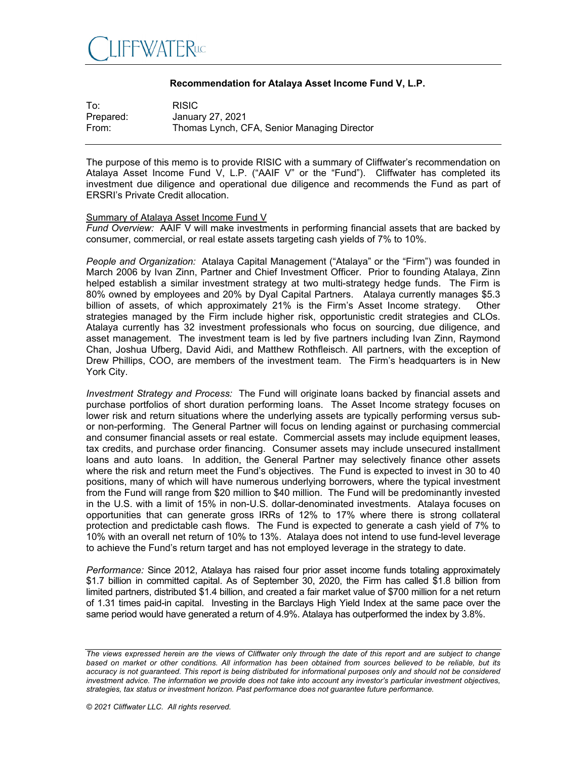CLIFFWATER LLC

**Recommendation for Atalaya Asset Income Fund V, L.P.**

| | |
|---|---|
| To: | RISIC |
| Prepared: | January 27, 2021 |
| From: | Thomas Lynch, CFA, Senior Managing Director |

The purpose of this memo is to provide RISIC with a summary of Cliffwater's recommendation on Atalaya Asset Income Fund V, L.P. ("AAIF V" or the "Fund"). Cliffwater has completed its investment due diligence and operational due diligence and recommends the Fund as part of ERSRI's Private Credit allocation.

Summary of Atalaya Asset Income Fund V

*Fund Overview:* AAIF V will make investments in performing financial assets that are backed by consumer, commercial, or real estate assets targeting cash yields of 7% to 10%.

*People and Organization:* Atalaya Capital Management ("Atalaya" or the "Firm") was founded in March 2006 by Ivan Zinn, Partner and Chief Investment Officer. Prior to founding Atalaya, Zinn helped establish a similar investment strategy at two multi-strategy hedge funds. The Firm is 80% owned by employees and 20% by Dyal Capital Partners. Atalaya currently manages $5.3 billion of assets, of which approximately 21% is the Firm's Asset Income strategy. Other strategies managed by the Firm include higher risk, opportunistic credit strategies and CLOs. Atalaya currently has 32 investment professionals who focus on sourcing, due diligence, and asset management. The investment team is led by five partners including Ivan Zinn, Raymond Chan, Joshua Ufberg, David Aidi, and Matthew Rothfleisch. All partners, with the exception of Drew Phillips, COO, are members of the investment team. The Firm's headquarters is in New York City.

*Investment Strategy and Process:* The Fund will originate loans backed by financial assets and purchase portfolios of short duration performing loans. The Asset Income strategy focuses on lower risk and return situations where the underlying assets are typically performing versus sub- or non-performing. The General Partner will focus on lending against or purchasing commercial and consumer financial assets or real estate. Commercial assets may include equipment leases, tax credits, and purchase order financing. Consumer assets may include unsecured installment loans and auto loans. In addition, the General Partner may selectively finance other assets where the risk and return meet the Fund's objectives. The Fund is expected to invest in 30 to 40 positions, many of which will have numerous underlying borrowers, where the typical investment from the Fund will range from $20 million to $40 million. The Fund will be predominantly invested in the U.S. with a limit of 15% in non-U.S. dollar-denominated investments. Atalaya focuses on opportunities that can generate gross IRRs of 12% to 17% where there is strong collateral protection and predictable cash flows. The Fund is expected to generate a cash yield of 7% to 10% with an overall net return of 10% to 13%. Atalaya does not intend to use fund-level leverage to achieve the Fund's return target and has not employed leverage in the strategy to date.

*Performance:* Since 2012, Atalaya has raised four prior asset income funds totaling approximately $1.7 billion in committed capital. As of September 30, 2020, the Firm has called $1.8 billion from limited partners, distributed $1.4 billion, and created a fair market value of $700 million for a net return of 1.31 times paid-in capital. Investing in the Barclays High Yield Index at the same pace over the same period would have generated a return of 4.9%. Atalaya has outperformed the index by 3.8%.

*The views expressed herein are the views of Cliffwater only through the date of this report and are subject to change based on market or other conditions. All information has been obtained from sources believed to be reliable, but its accuracy is not guaranteed. This report is being distributed for informational purposes only and should not be considered investment advice. The information we provide does not take into account any investor's particular investment objectives, strategies, tax status or investment horizon. Past performance does not guarantee future performance.*

*© 2021 Cliffwater LLC. All rights reserved.*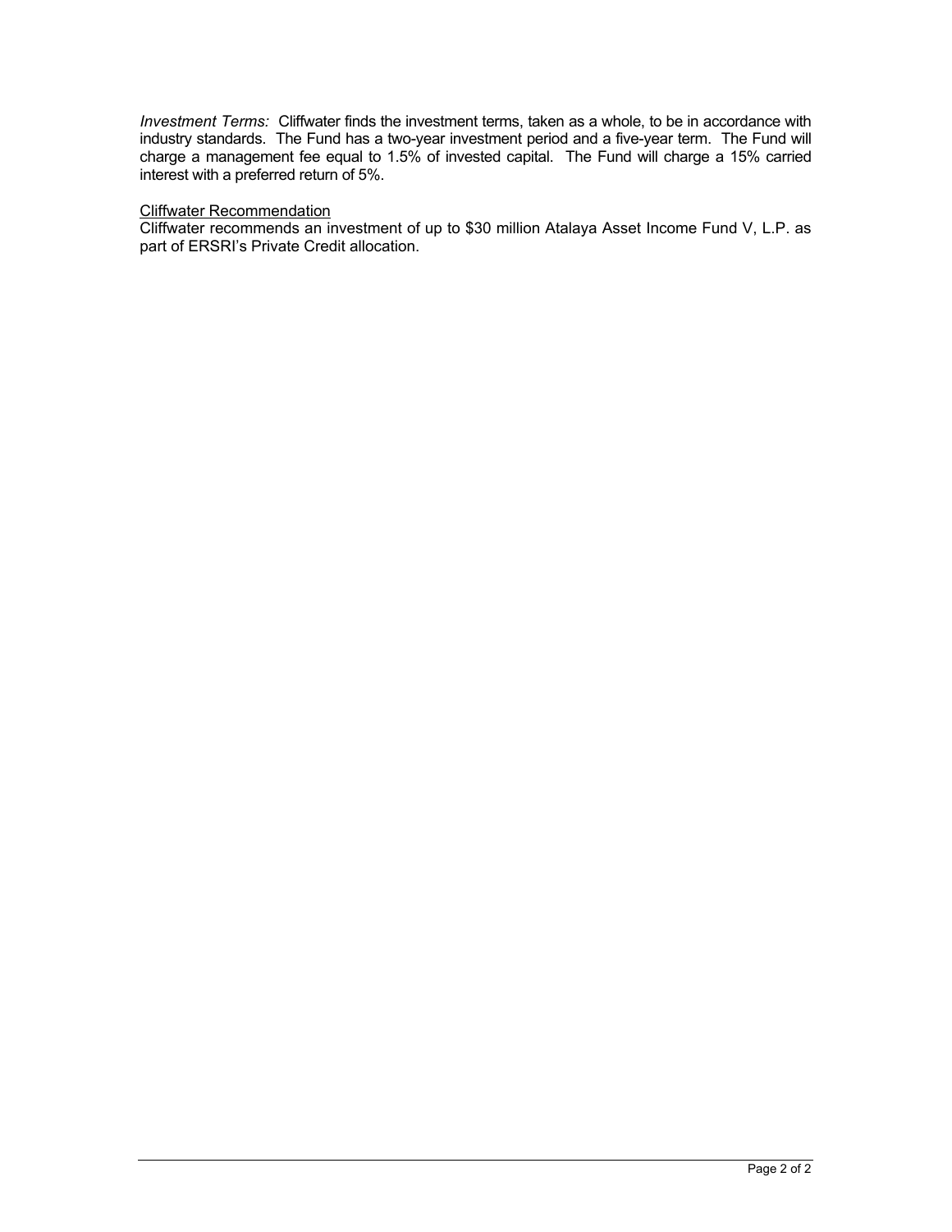*Investment Terms:* Cliffwater finds the investment terms, taken as a whole, to be in accordance with industry standards. The Fund has a two-year investment period and a five-year term. The Fund will charge a management fee equal to 1.5% of invested capital. The Fund will charge a 15% carried interest with a preferred return of 5%.

<u>Cliffwater Recommendation</u>

Cliffwater recommends an investment of up to $30 million Atalaya Asset Income Fund V, L.P. as part of ERSRI's Private Credit allocation.